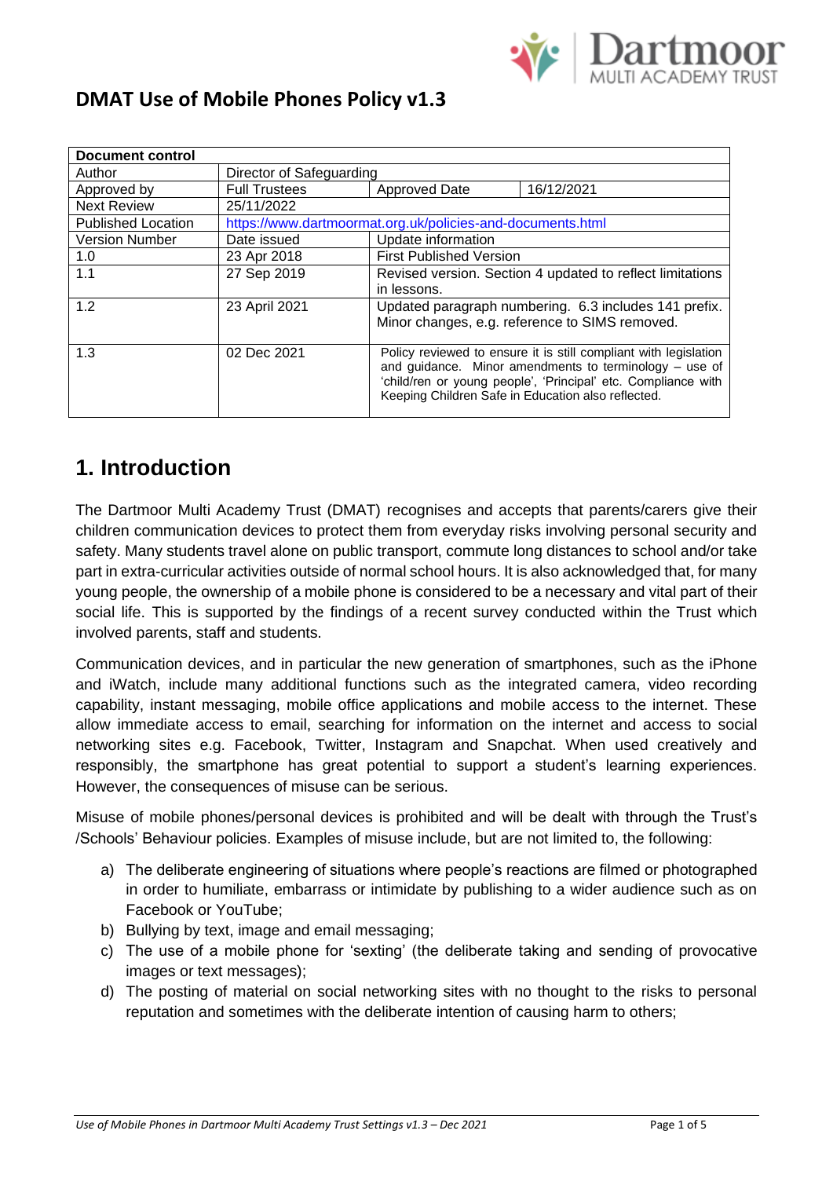# DMAT Use of Mobile Phones Policy v1.3

| Document control | | | |
|---|---|---|---|
| Author | Director of Safeguarding | | |
| Approved by | Full Trustees | Approved Date | 16/12/2021 |
| Next Review | 25/11/2022 | | |
| Published Location | https://www.dartmoormat.org.uk/policies-and-documents.html | | |
| Version Number | Date issued | Update information | |
| 1.0 | 23 Apr 2018 | First Published Version | |
| 1.1 | 27 Sep 2019 | Revised version. Section 4 updated to reflect limitations in lessons. | |
| 1.2 | 23 April 2021 | Updated paragraph numbering. 6.3 includes 141 prefix. Minor changes, e.g. reference to SIMS removed. | |
| 1.3 | 02 Dec 2021 | Policy reviewed to ensure it is still compliant with legislation and guidance. Minor amendments to terminology – use of 'child/ren or young people', 'Principal' etc. Compliance with Keeping Children Safe in Education also reflected. | |

## 1. Introduction

The Dartmoor Multi Academy Trust (DMAT) recognises and accepts that parents/carers give their children communication devices to protect them from everyday risks involving personal security and safety. Many students travel alone on public transport, commute long distances to school and/or take part in extra-curricular activities outside of normal school hours. It is also acknowledged that, for many young people, the ownership of a mobile phone is considered to be a necessary and vital part of their social life. This is supported by the findings of a recent survey conducted within the Trust which involved parents, staff and students.

Communication devices, and in particular the new generation of smartphones, such as the iPhone and iWatch, include many additional functions such as the integrated camera, video recording capability, instant messaging, mobile office applications and mobile access to the internet. These allow immediate access to email, searching for information on the internet and access to social networking sites e.g. Facebook, Twitter, Instagram and Snapchat. When used creatively and responsibly, the smartphone has great potential to support a student's learning experiences. However, the consequences of misuse can be serious.

Misuse of mobile phones/personal devices is prohibited and will be dealt with through the Trust's /Schools' Behaviour policies. Examples of misuse include, but are not limited to, the following:

a) The deliberate engineering of situations where people's reactions are filmed or photographed in order to humiliate, embarrass or intimidate by publishing to a wider audience such as on Facebook or YouTube;
b) Bullying by text, image and email messaging;
c) The use of a mobile phone for 'sexting' (the deliberate taking and sending of provocative images or text messages);
d) The posting of material on social networking sites with no thought to the risks to personal reputation and sometimes with the deliberate intention of causing harm to others;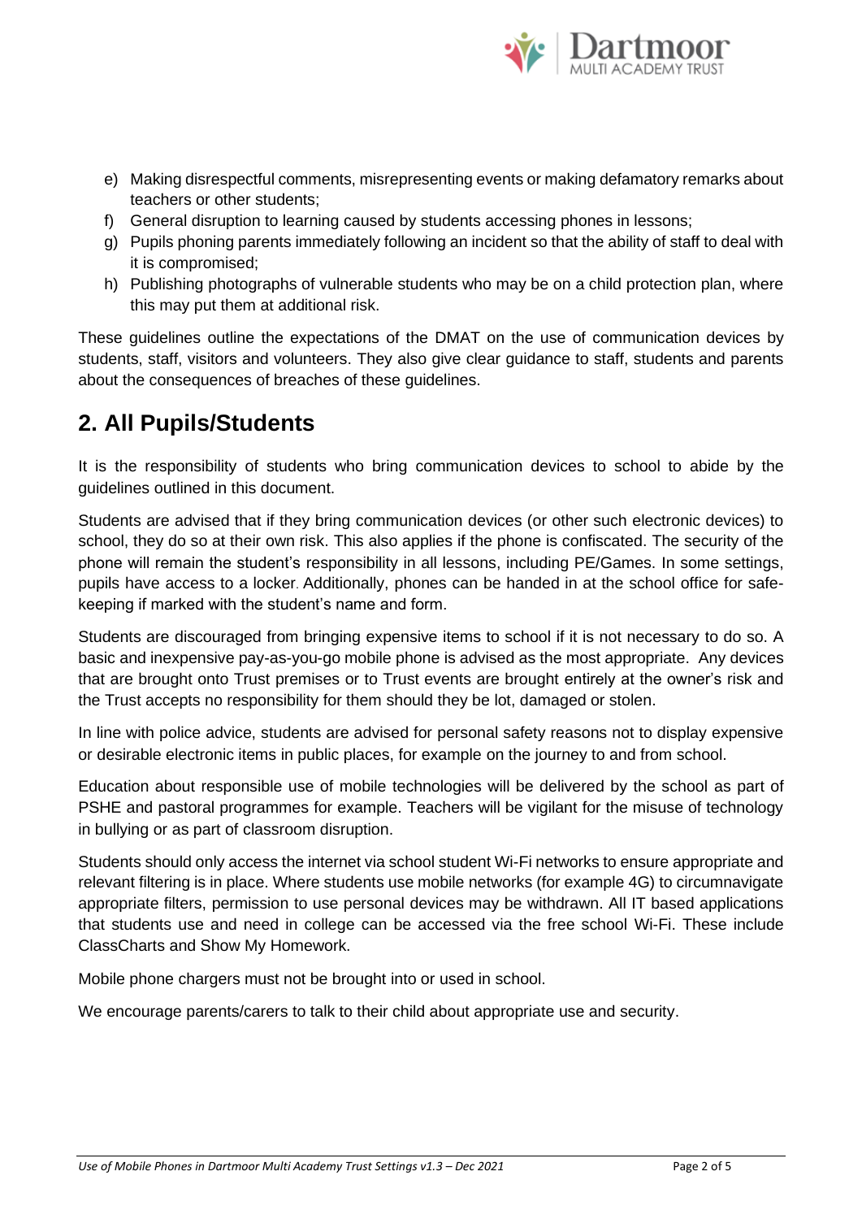e) Making disrespectful comments, misrepresenting events or making defamatory remarks about teachers or other students;
f) General disruption to learning caused by students accessing phones in lessons;
g) Pupils phoning parents immediately following an incident so that the ability of staff to deal with it is compromised;
h) Publishing photographs of vulnerable students who may be on a child protection plan, where this may put them at additional risk.

These guidelines outline the expectations of the DMAT on the use of communication devices by students, staff, visitors and volunteers. They also give clear guidance to staff, students and parents about the consequences of breaches of these guidelines.

## 2. All Pupils/Students

It is the responsibility of students who bring communication devices to school to abide by the guidelines outlined in this document.

Students are advised that if they bring communication devices (or other such electronic devices) to school, they do so at their own risk. This also applies if the phone is confiscated. The security of the phone will remain the student's responsibility in all lessons, including PE/Games. In some settings, pupils have access to a locker. Additionally, phones can be handed in at the school office for safe-keeping if marked with the student's name and form.

Students are discouraged from bringing expensive items to school if it is not necessary to do so. A basic and inexpensive pay-as-you-go mobile phone is advised as the most appropriate. Any devices that are brought onto Trust premises or to Trust events are brought entirely at the owner's risk and the Trust accepts no responsibility for them should they be lot, damaged or stolen.

In line with police advice, students are advised for personal safety reasons not to display expensive or desirable electronic items in public places, for example on the journey to and from school.

Education about responsible use of mobile technologies will be delivered by the school as part of PSHE and pastoral programmes for example. Teachers will be vigilant for the misuse of technology in bullying or as part of classroom disruption.

Students should only access the internet via school student Wi-Fi networks to ensure appropriate and relevant filtering is in place. Where students use mobile networks (for example 4G) to circumnavigate appropriate filters, permission to use personal devices may be withdrawn. All IT based applications that students use and need in college can be accessed via the free school Wi-Fi. These include ClassCharts and Show My Homework.

Mobile phone chargers must not be brought into or used in school.

We encourage parents/carers to talk to their child about appropriate use and security.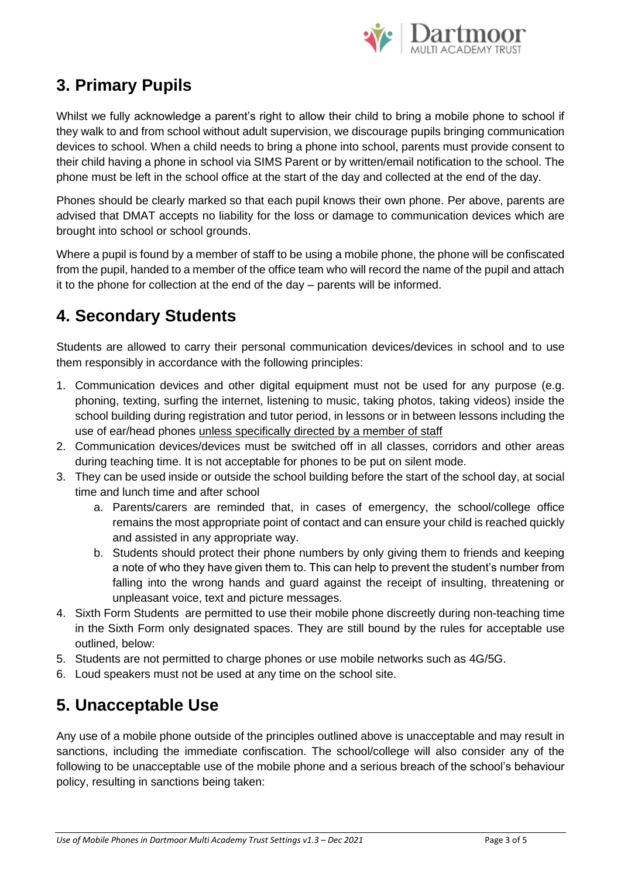## 3. Primary Pupils

Whilst we fully acknowledge a parent's right to allow their child to bring a mobile phone to school if they walk to and from school without adult supervision, we discourage pupils bringing communication devices to school. When a child needs to bring a phone into school, parents must provide consent to their child having a phone in school via SIMS Parent or by written/email notification to the school. The phone must be left in the school office at the start of the day and collected at the end of the day.

Phones should be clearly marked so that each pupil knows their own phone. Per above, parents are advised that DMAT accepts no liability for the loss or damage to communication devices which are brought into school or school grounds.

Where a pupil is found by a member of staff to be using a mobile phone, the phone will be confiscated from the pupil, handed to a member of the office team who will record the name of the pupil and attach it to the phone for collection at the end of the day – parents will be informed.

## 4. Secondary Students

Students are allowed to carry their personal communication devices/devices in school and to use them responsibly in accordance with the following principles:

1. Communication devices and other digital equipment must not be used for any purpose (e.g. phoning, texting, surfing the internet, listening to music, taking photos, taking videos) inside the school building during registration and tutor period, in lessons or in between lessons including the use of ear/head phones <u>unless specifically directed by a member of staff</u>
2. Communication devices/devices must be switched off in all classes, corridors and other areas during teaching time. It is not acceptable for phones to be put on silent mode.
3. They can be used inside or outside the school building before the start of the school day, at social time and lunch time and after school
    a. Parents/carers are reminded that, in cases of emergency, the school/college office remains the most appropriate point of contact and can ensure your child is reached quickly and assisted in any appropriate way.
    b. Students should protect their phone numbers by only giving them to friends and keeping a note of who they have given them to. This can help to prevent the student's number from falling into the wrong hands and guard against the receipt of insulting, threatening or unpleasant voice, text and picture messages.
4. Sixth Form Students are permitted to use their mobile phone discreetly during non-teaching time in the Sixth Form only designated spaces. They are still bound by the rules for acceptable use outlined, below:
5. Students are not permitted to charge phones or use mobile networks such as 4G/5G.
6. Loud speakers must not be used at any time on the school site.

## 5. Unacceptable Use

Any use of a mobile phone outside of the principles outlined above is unacceptable and may result in sanctions, including the immediate confiscation. The school/college will also consider any of the following to be unacceptable use of the mobile phone and a serious breach of the school's behaviour policy, resulting in sanctions being taken: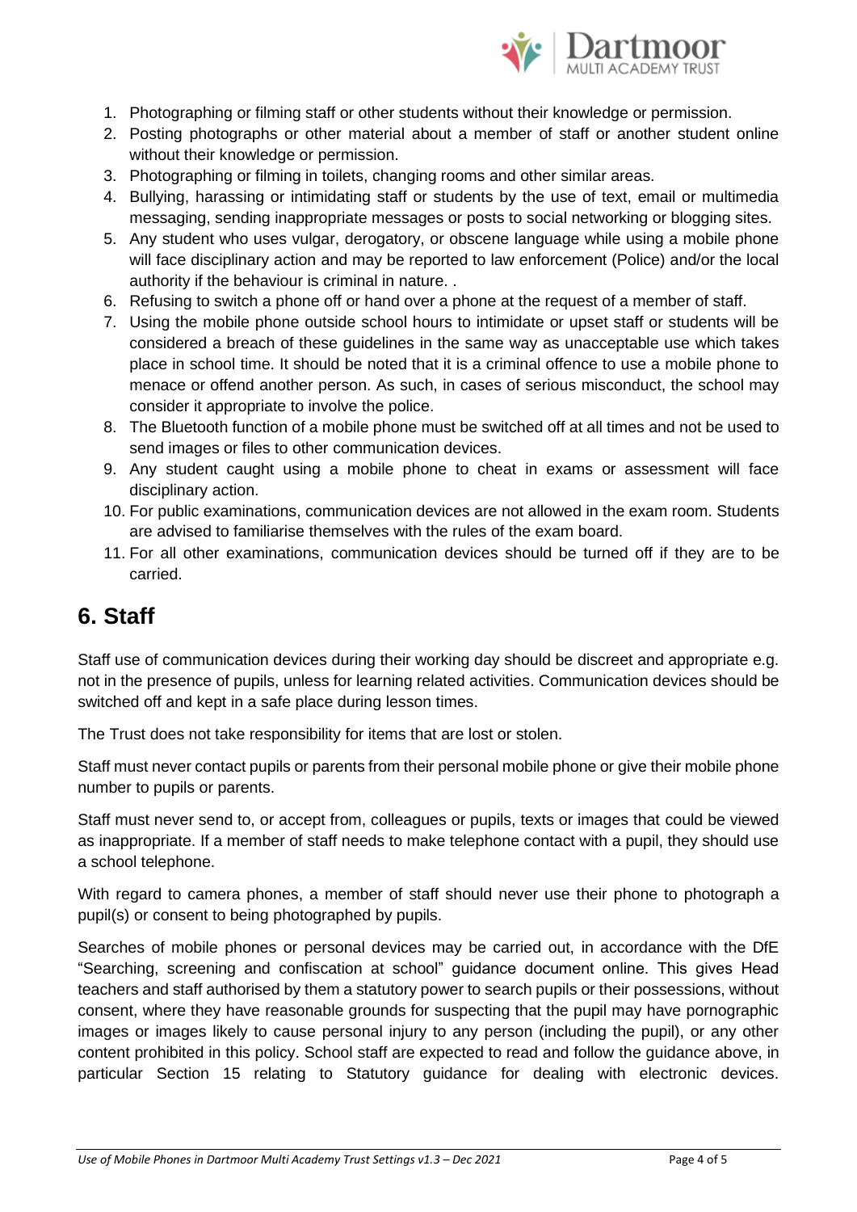1. Photographing or filming staff or other students without their knowledge or permission.
2. Posting photographs or other material about a member of staff or another student online without their knowledge or permission.
3. Photographing or filming in toilets, changing rooms and other similar areas.
4. Bullying, harassing or intimidating staff or students by the use of text, email or multimedia messaging, sending inappropriate messages or posts to social networking or blogging sites.
5. Any student who uses vulgar, derogatory, or obscene language while using a mobile phone will face disciplinary action and may be reported to law enforcement (Police) and/or the local authority if the behaviour is criminal in nature. .
6. Refusing to switch a phone off or hand over a phone at the request of a member of staff.
7. Using the mobile phone outside school hours to intimidate or upset staff or students will be considered a breach of these guidelines in the same way as unacceptable use which takes place in school time. It should be noted that it is a criminal offence to use a mobile phone to menace or offend another person. As such, in cases of serious misconduct, the school may consider it appropriate to involve the police.
8. The Bluetooth function of a mobile phone must be switched off at all times and not be used to send images or files to other communication devices.
9. Any student caught using a mobile phone to cheat in exams or assessment will face disciplinary action.
10. For public examinations, communication devices are not allowed in the exam room. Students are advised to familiarise themselves with the rules of the exam board.
11. For all other examinations, communication devices should be turned off if they are to be carried.

## 6. Staff

Staff use of communication devices during their working day should be discreet and appropriate e.g. not in the presence of pupils, unless for learning related activities. Communication devices should be switched off and kept in a safe place during lesson times.

The Trust does not take responsibility for items that are lost or stolen.

Staff must never contact pupils or parents from their personal mobile phone or give their mobile phone number to pupils or parents.

Staff must never send to, or accept from, colleagues or pupils, texts or images that could be viewed as inappropriate. If a member of staff needs to make telephone contact with a pupil, they should use a school telephone.

With regard to camera phones, a member of staff should never use their phone to photograph a pupil(s) or consent to being photographed by pupils.

Searches of mobile phones or personal devices may be carried out, in accordance with the DfE "Searching, screening and confiscation at school" guidance document online. This gives Head teachers and staff authorised by them a statutory power to search pupils or their possessions, without consent, where they have reasonable grounds for suspecting that the pupil may have pornographic images or images likely to cause personal injury to any person (including the pupil), or any other content prohibited in this policy. School staff are expected to read and follow the guidance above, in particular Section 15 relating to Statutory guidance for dealing with electronic devices.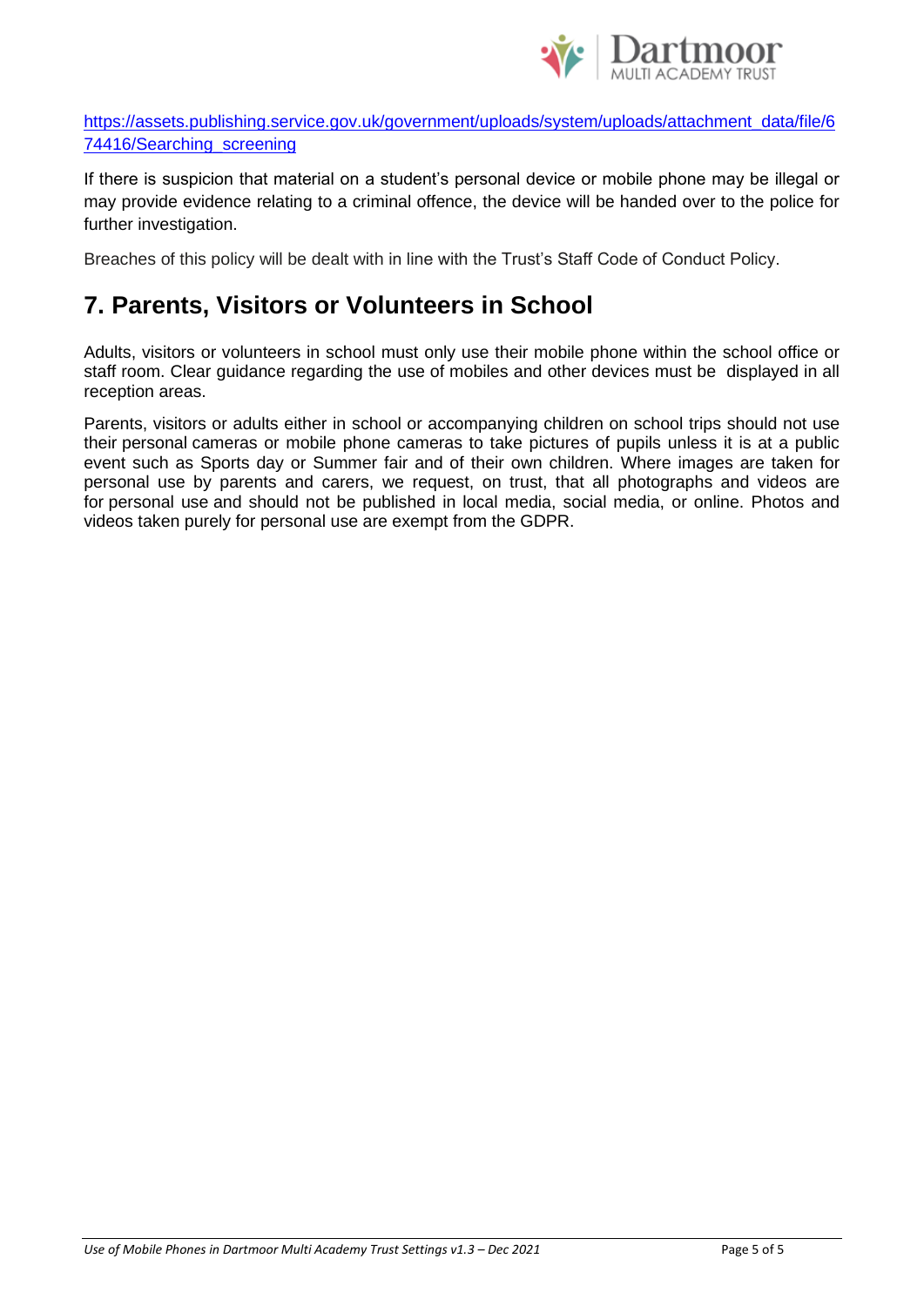[https://assets.publishing.service.gov.uk/government/uploads/system/uploads/attachment_data/file/674416/Searching_screening](https://assets.publishing.service.gov.uk/government/uploads/system/uploads/attachment_data/file/674416/Searching_screening)

If there is suspicion that material on a student's personal device or mobile phone may be illegal or may provide evidence relating to a criminal offence, the device will be handed over to the police for further investigation.

Breaches of this policy will be dealt with in line with the Trust's Staff Code of Conduct Policy.

## 7. Parents, Visitors or Volunteers in School

Adults, visitors or volunteers in school must only use their mobile phone within the school office or staff room. Clear guidance regarding the use of mobiles and other devices must be displayed in all reception areas.

Parents, visitors or adults either in school or accompanying children on school trips should not use their personal cameras or mobile phone cameras to take pictures of pupils unless it is at a public event such as Sports day or Summer fair and of their own children. Where images are taken for personal use by parents and carers, we request, on trust, that all photographs and videos are for personal use and should not be published in local media, social media, or online. Photos and videos taken purely for personal use are exempt from the GDPR.